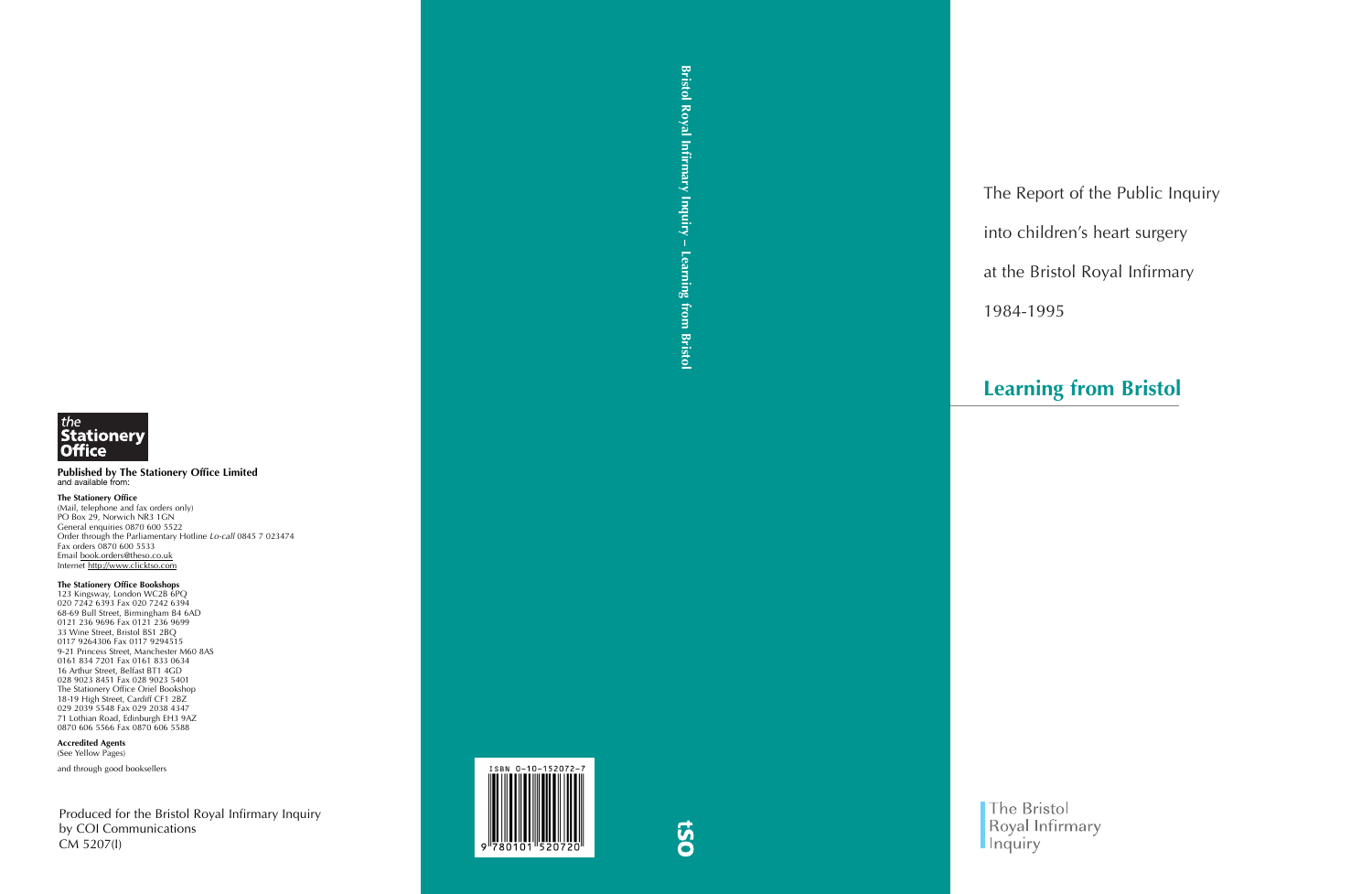The Report of the Public Inquiry

into children's heart surgery

at the Bristol Royal Infirmary

1984-1995

# Learning from Bristol

The Bristol Royal Infirmary Inquiry

Bristol Royal Infirmary Inquiry – Learning from Bristol

ISBN 0-10-152072-7

9 780101 520720

tso

the Stationery Office

**Published by The Stationery Office Limited**
and available from:

**The Stationery Office**
(Mail, telephone and fax orders only)
PO Box 29, Norwich NR3 1GN
General enquiries 0870 600 5522
Order through the Parliamentary Hotline *Lo-call* 0845 7 023474
Fax orders 0870 600 5533
Email book.orders@theso.co.uk
Internet http://www.clicktso.com

**The Stationery Office Bookshops**
123 Kingsway, London WC2B 6PQ
020 7242 6393 Fax 020 7242 6394
68-69 Bull Street, Birmingham B4 6AD
0121 236 9696 Fax 0121 236 9699
33 Wine Street, Bristol BS1 2BQ
0117 9264306 Fax 0117 9294515
9-21 Princess Street, Manchester M60 8AS
0161 834 7201 Fax 0161 833 0634
16 Arthur Street, Belfast BT1 4GD
028 9023 8451 Fax 028 9023 5401
The Stationery Office Oriel Bookshop
18-19 High Street, Cardiff CF1 2BZ
029 2039 5548 Fax 029 2038 4347
71 Lothian Road, Edinburgh EH3 9AZ
0870 606 5566 Fax 0870 606 5588

**Accredited Agents**
(See Yellow Pages)

and through good booksellers

Produced for the Bristol Royal Infirmary Inquiry
by COI Communications
CM 5207(I)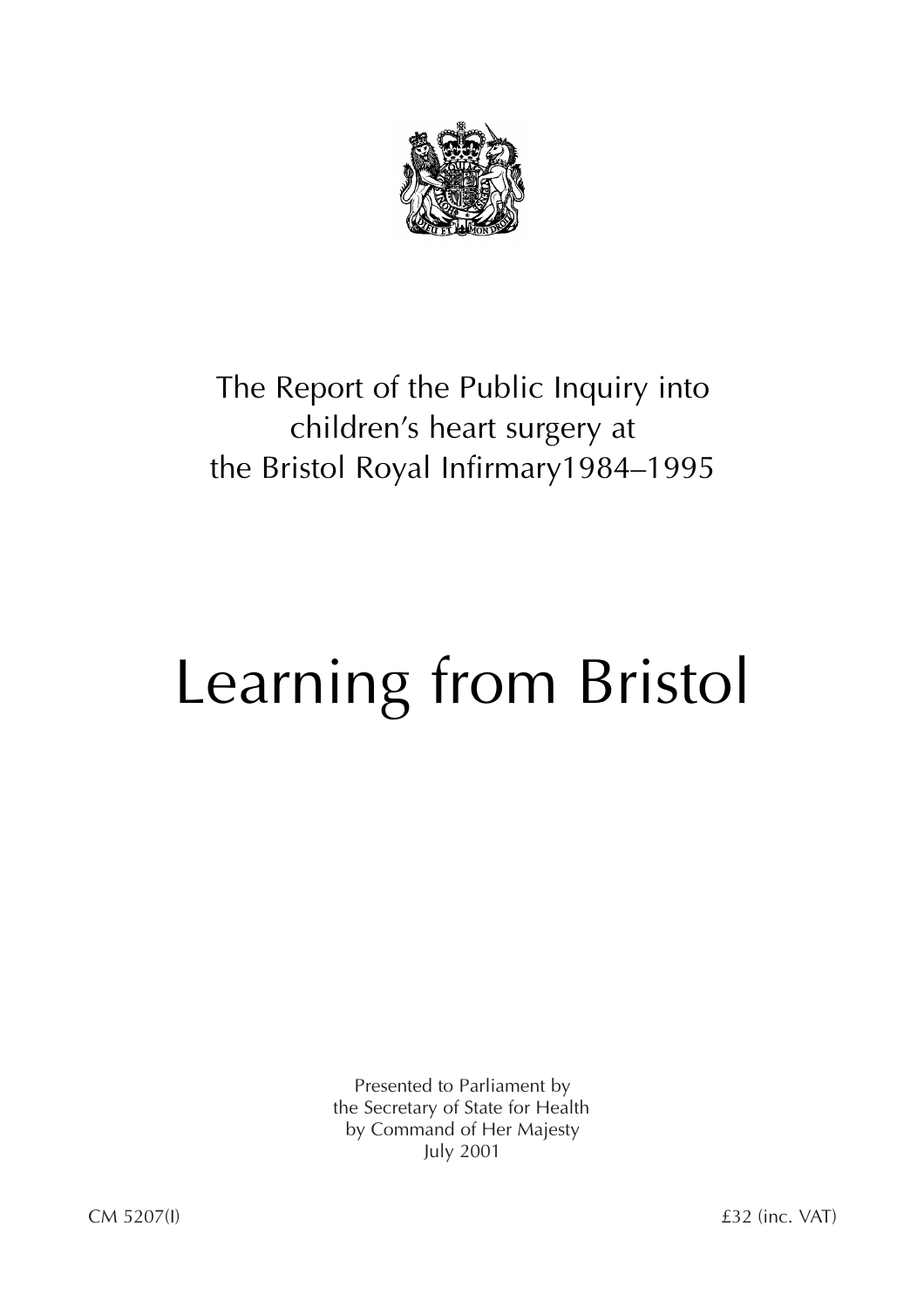The Report of the Public Inquiry into children's heart surgery at the Bristol Royal Infirmary1984–1995

# Learning from Bristol

Presented to Parliament by
the Secretary of State for Health
by Command of Her Majesty
July 2001

CM 5207(I)

£32 (inc. VAT)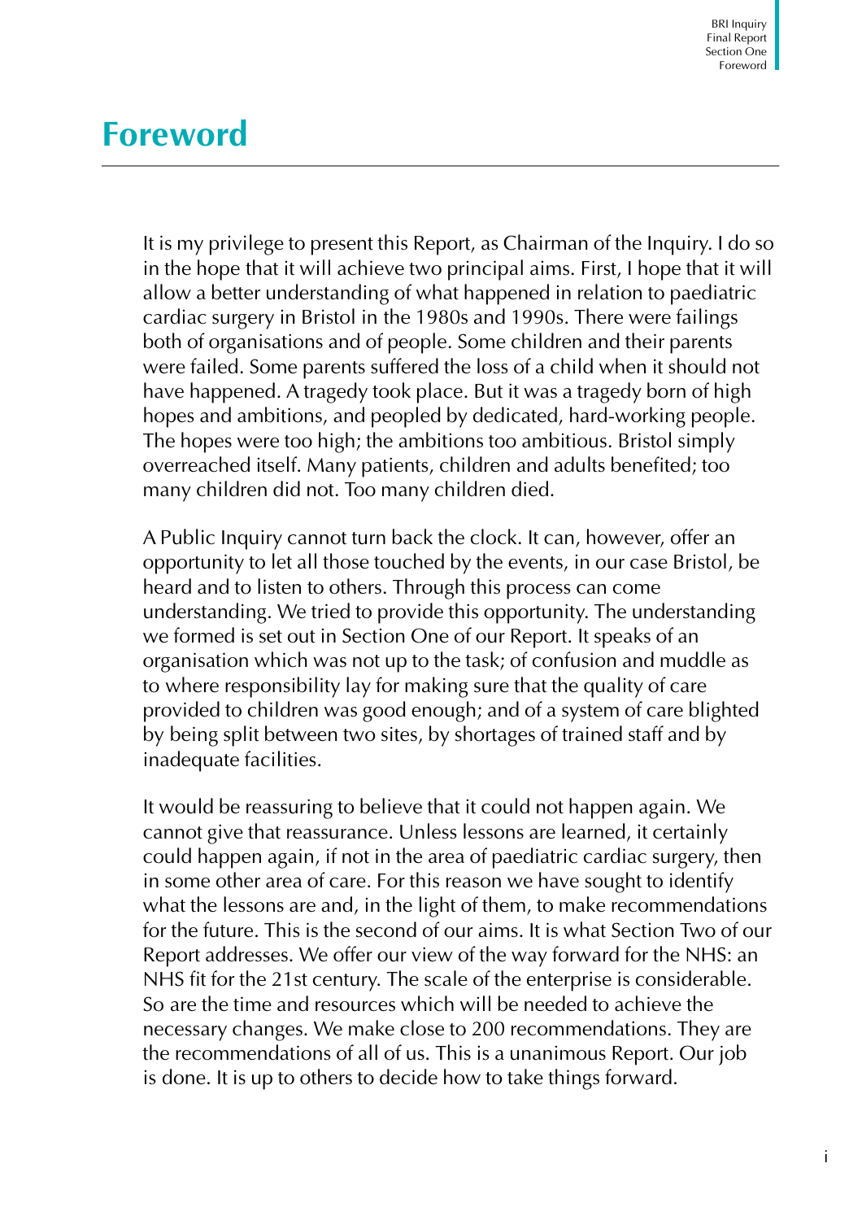# Foreword

It is my privilege to present this Report, as Chairman of the Inquiry. I do so in the hope that it will achieve two principal aims. First, I hope that it will allow a better understanding of what happened in relation to paediatric cardiac surgery in Bristol in the 1980s and 1990s. There were failings both of organisations and of people. Some children and their parents were failed. Some parents suffered the loss of a child when it should not have happened. A tragedy took place. But it was a tragedy born of high hopes and ambitions, and peopled by dedicated, hard-working people. The hopes were too high; the ambitions too ambitious. Bristol simply overreached itself. Many patients, children and adults benefited; too many children did not. Too many children died.

A Public Inquiry cannot turn back the clock. It can, however, offer an opportunity to let all those touched by the events, in our case Bristol, be heard and to listen to others. Through this process can come understanding. We tried to provide this opportunity. The understanding we formed is set out in Section One of our Report. It speaks of an organisation which was not up to the task; of confusion and muddle as to where responsibility lay for making sure that the quality of care provided to children was good enough; and of a system of care blighted by being split between two sites, by shortages of trained staff and by inadequate facilities.

It would be reassuring to believe that it could not happen again. We cannot give that reassurance. Unless lessons are learned, it certainly could happen again, if not in the area of paediatric cardiac surgery, then in some other area of care. For this reason we have sought to identify what the lessons are and, in the light of them, to make recommendations for the future. This is the second of our aims. It is what Section Two of our Report addresses. We offer our view of the way forward for the NHS: an NHS fit for the 21st century. The scale of the enterprise is considerable. So are the time and resources which will be needed to achieve the necessary changes. We make close to 200 recommendations. They are the recommendations of all of us. This is a unanimous Report. Our job is done. It is up to others to decide how to take things forward.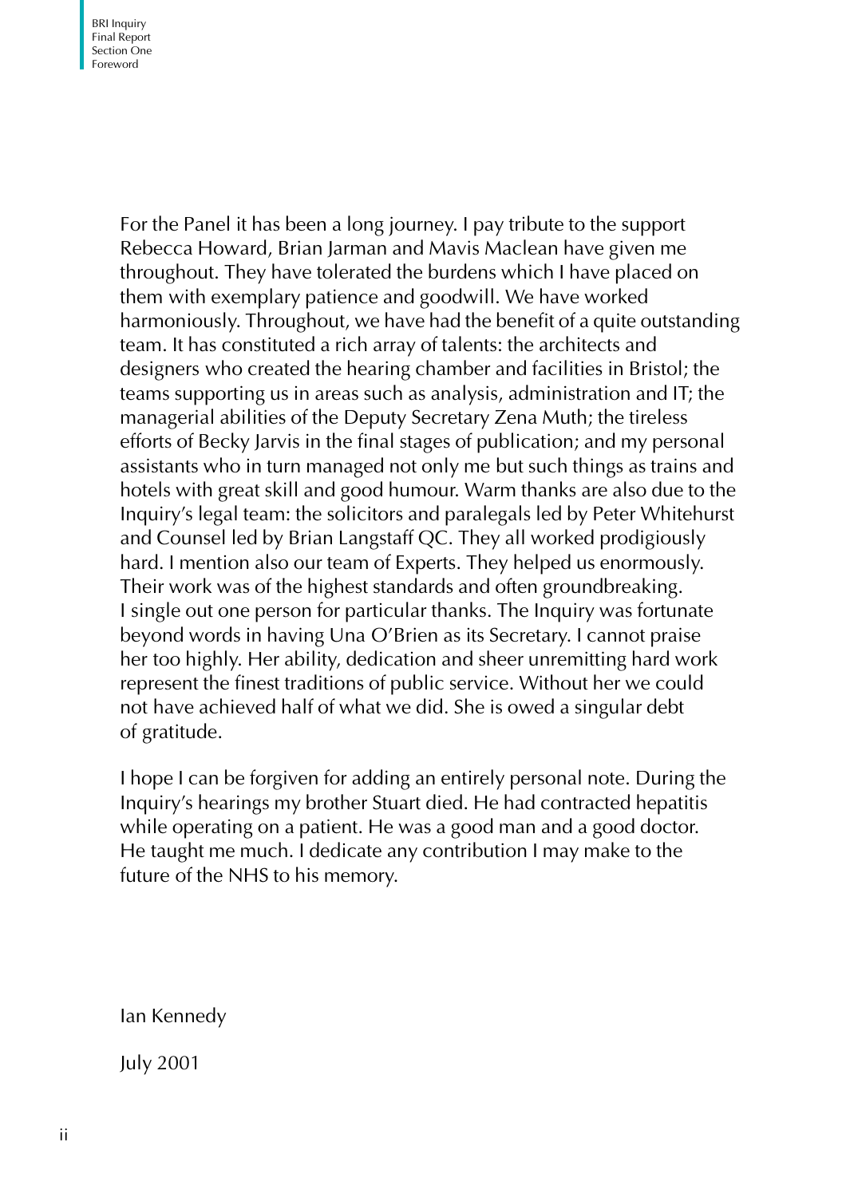For the Panel it has been a long journey. I pay tribute to the support Rebecca Howard, Brian Jarman and Mavis Maclean have given me throughout. They have tolerated the burdens which I have placed on them with exemplary patience and goodwill. We have worked harmoniously. Throughout, we have had the benefit of a quite outstanding team. It has constituted a rich array of talents: the architects and designers who created the hearing chamber and facilities in Bristol; the teams supporting us in areas such as analysis, administration and IT; the managerial abilities of the Deputy Secretary Zena Muth; the tireless efforts of Becky Jarvis in the final stages of publication; and my personal assistants who in turn managed not only me but such things as trains and hotels with great skill and good humour. Warm thanks are also due to the Inquiry's legal team: the solicitors and paralegals led by Peter Whitehurst and Counsel led by Brian Langstaff QC. They all worked prodigiously hard. I mention also our team of Experts. They helped us enormously. Their work was of the highest standards and often groundbreaking. I single out one person for particular thanks. The Inquiry was fortunate beyond words in having Una O'Brien as its Secretary. I cannot praise her too highly. Her ability, dedication and sheer unremitting hard work represent the finest traditions of public service. Without her we could not have achieved half of what we did. She is owed a singular debt of gratitude.

I hope I can be forgiven for adding an entirely personal note. During the Inquiry's hearings my brother Stuart died. He had contracted hepatitis while operating on a patient. He was a good man and a good doctor. He taught me much. I dedicate any contribution I may make to the future of the NHS to his memory.

Ian Kennedy

July 2001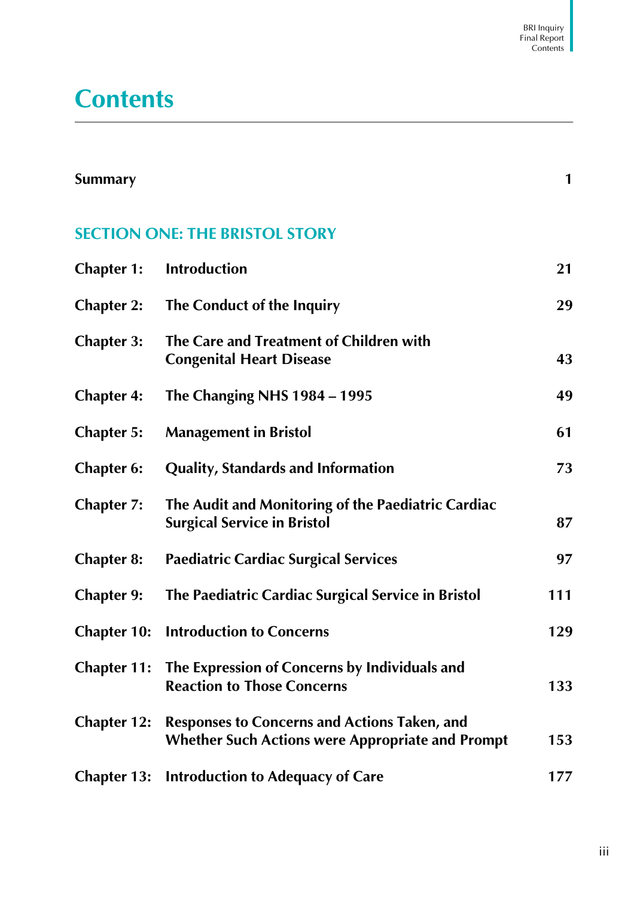# Contents

| | | |
|---|---|---|
| **Summary** | | **1** |

## SECTION ONE: THE BRISTOL STORY

| | | |
|---|---|---|
| **Chapter 1:** | **Introduction** | **21** |
| **Chapter 2:** | **The Conduct of the Inquiry** | **29** |
| **Chapter 3:** | **The Care and Treatment of Children with Congenital Heart Disease** | **43** |
| **Chapter 4:** | **The Changing NHS 1984 – 1995** | **49** |
| **Chapter 5:** | **Management in Bristol** | **61** |
| **Chapter 6:** | **Quality, Standards and Information** | **73** |
| **Chapter 7:** | **The Audit and Monitoring of the Paediatric Cardiac Surgical Service in Bristol** | **87** |
| **Chapter 8:** | **Paediatric Cardiac Surgical Services** | **97** |
| **Chapter 9:** | **The Paediatric Cardiac Surgical Service in Bristol** | **111** |
| **Chapter 10:** | **Introduction to Concerns** | **129** |
| **Chapter 11:** | **The Expression of Concerns by Individuals and Reaction to Those Concerns** | **133** |
| **Chapter 12:** | **Responses to Concerns and Actions Taken, and Whether Such Actions were Appropriate and Prompt** | **153** |
| **Chapter 13:** | **Introduction to Adequacy of Care** | **177** |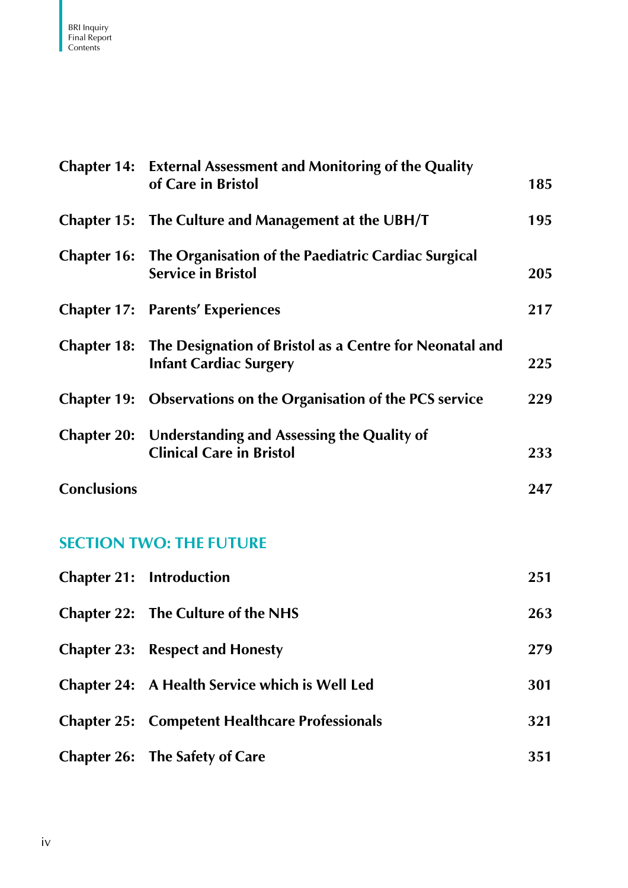| | | |
|---|---|---|
| **Chapter 14:** | **External Assessment and Monitoring of the Quality of Care in Bristol** | **185** |
| **Chapter 15:** | **The Culture and Management at the UBH/T** | **195** |
| **Chapter 16:** | **The Organisation of the Paediatric Cardiac Surgical Service in Bristol** | **205** |
| **Chapter 17:** | **Parents' Experiences** | **217** |
| **Chapter 18:** | **The Designation of Bristol as a Centre for Neonatal and Infant Cardiac Surgery** | **225** |
| **Chapter 19:** | **Observations on the Organisation of the PCS service** | **229** |
| **Chapter 20:** | **Understanding and Assessing the Quality of Clinical Care in Bristol** | **233** |
| **Conclusions** | | **247** |

## SECTION TWO: THE FUTURE

| | | |
|---|---|---|
| **Chapter 21:** | **Introduction** | **251** |
| **Chapter 22:** | **The Culture of the NHS** | **263** |
| **Chapter 23:** | **Respect and Honesty** | **279** |
| **Chapter 24:** | **A Health Service which is Well Led** | **301** |
| **Chapter 25:** | **Competent Healthcare Professionals** | **321** |
| **Chapter 26:** | **The Safety of Care** | **351** |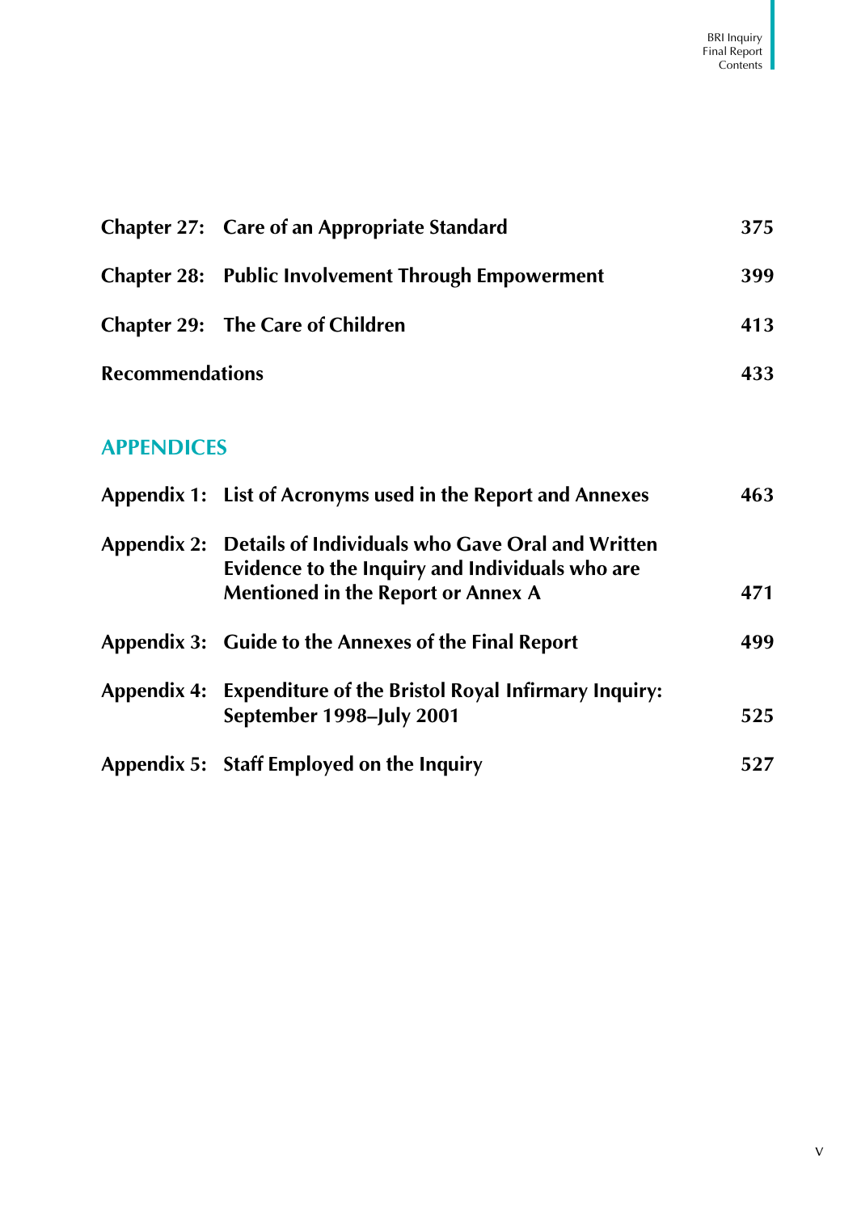| | | |
|---|---|---|
| **Chapter 27:** | **Care of an Appropriate Standard** | **375** |
| **Chapter 28:** | **Public Involvement Through Empowerment** | **399** |
| **Chapter 29:** | **The Care of Children** | **413** |
| **Recommendations** | | **433** |

## APPENDICES

| | | |
|---|---|---|
| **Appendix 1:** | **List of Acronyms used in the Report and Annexes** | **463** |
| **Appendix 2:** | **Details of Individuals who Gave Oral and Written Evidence to the Inquiry and Individuals who are Mentioned in the Report or Annex A** | **471** |
| **Appendix 3:** | **Guide to the Annexes of the Final Report** | **499** |
| **Appendix 4:** | **Expenditure of the Bristol Royal Infirmary Inquiry: September 1998–July 2001** | **525** |
| **Appendix 5:** | **Staff Employed on the Inquiry** | **527** |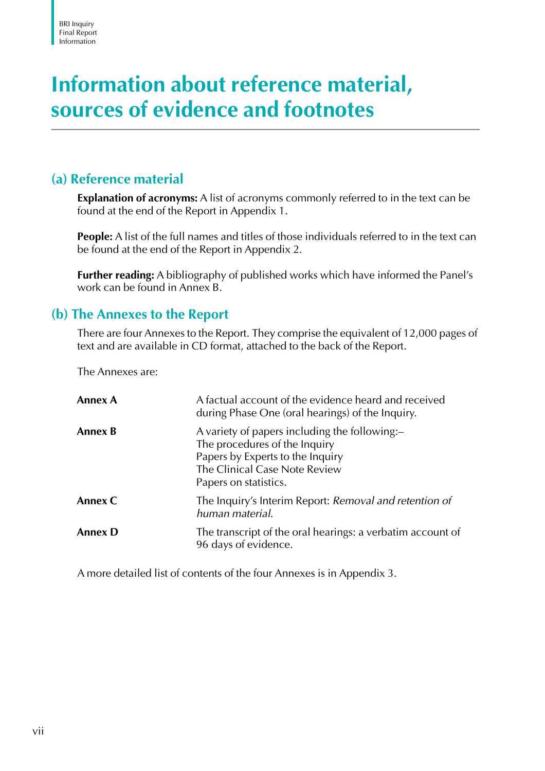# Information about reference material, sources of evidence and footnotes

## (a) Reference material

**Explanation of acronyms:** A list of acronyms commonly referred to in the text can be found at the end of the Report in Appendix 1.

**People:** A list of the full names and titles of those individuals referred to in the text can be found at the end of the Report in Appendix 2.

**Further reading:** A bibliography of published works which have informed the Panel's work can be found in Annex B.

## (b) The Annexes to the Report

There are four Annexes to the Report. They comprise the equivalent of 12,000 pages of text and are available in CD format, attached to the back of the Report.

The Annexes are:

| | |
|---|---|
| **Annex A** | A factual account of the evidence heard and received during Phase One (oral hearings) of the Inquiry. |
| **Annex B** | A variety of papers including the following:–<br>The procedures of the Inquiry<br>Papers by Experts to the Inquiry<br>The Clinical Case Note Review<br>Papers on statistics. |
| **Annex C** | The Inquiry's Interim Report: *Removal and retention of human material.* |
| **Annex D** | The transcript of the oral hearings: a verbatim account of 96 days of evidence. |

A more detailed list of contents of the four Annexes is in Appendix 3.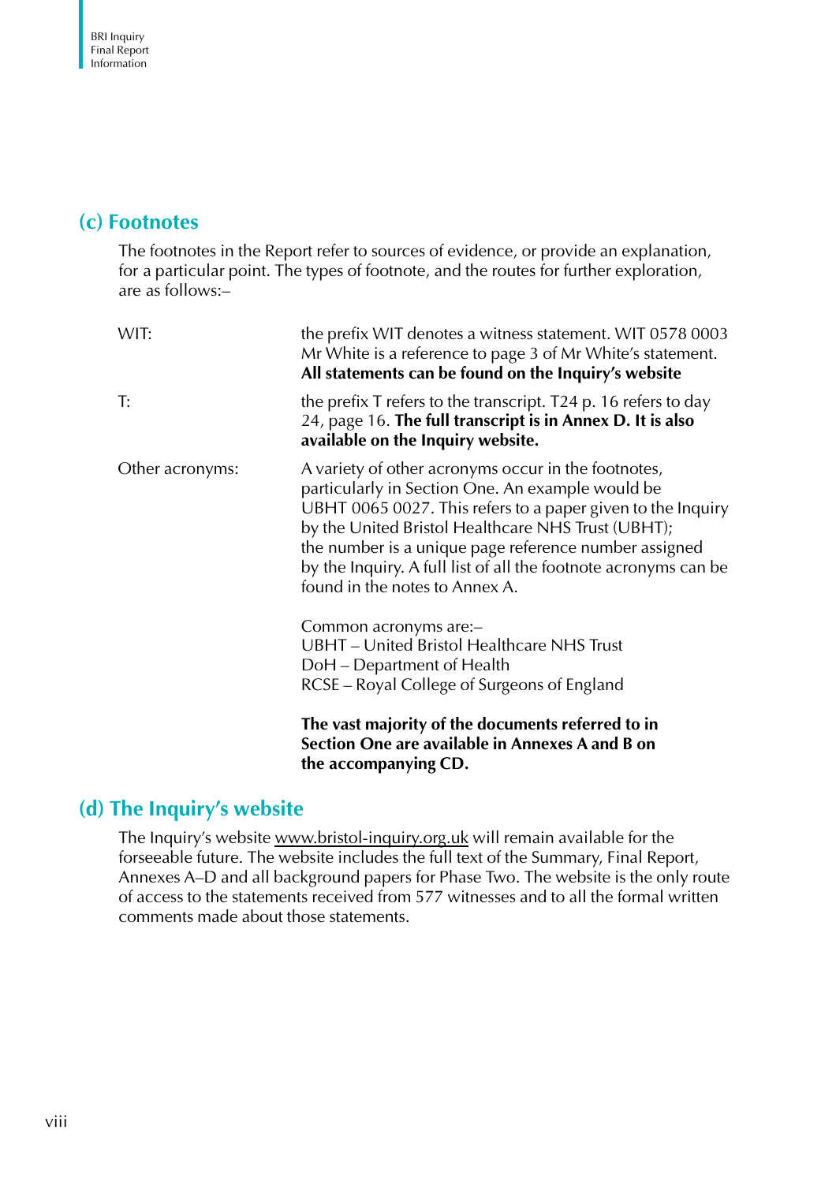## (c) Footnotes

The footnotes in the Report refer to sources of evidence, or provide an explanation, for a particular point. The types of footnote, and the routes for further exploration, are as follows:–

| | |
|---|---|
| WIT: | the prefix WIT denotes a witness statement. WIT 0578 0003 Mr White is a reference to page 3 of Mr White's statement. **All statements can be found on the Inquiry's website** |
| T: | the prefix T refers to the transcript. T24 p. 16 refers to day 24, page 16. **The full transcript is in Annex D. It is also available on the Inquiry website.** |
| Other acronyms: | A variety of other acronyms occur in the footnotes, particularly in Section One. An example would be UBHT 0065 0027. This refers to a paper given to the Inquiry by the United Bristol Healthcare NHS Trust (UBHT); the number is a unique page reference number assigned by the Inquiry. A full list of all the footnote acronyms can be found in the notes to Annex A.<br><br>Common acronyms are:–<br>UBHT – United Bristol Healthcare NHS Trust<br>DoH – Department of Health<br>RCSE – Royal College of Surgeons of England<br><br>**The vast majority of the documents referred to in Section One are available in Annexes A and B on the accompanying CD.** |

## (d) The Inquiry's website

The Inquiry's website www.bristol-inquiry.org.uk will remain available for the forseeable future. The website includes the full text of the Summary, Final Report, Annexes A–D and all background papers for Phase Two. The website is the only route of access to the statements received from 577 witnesses and to all the formal written comments made about those statements.